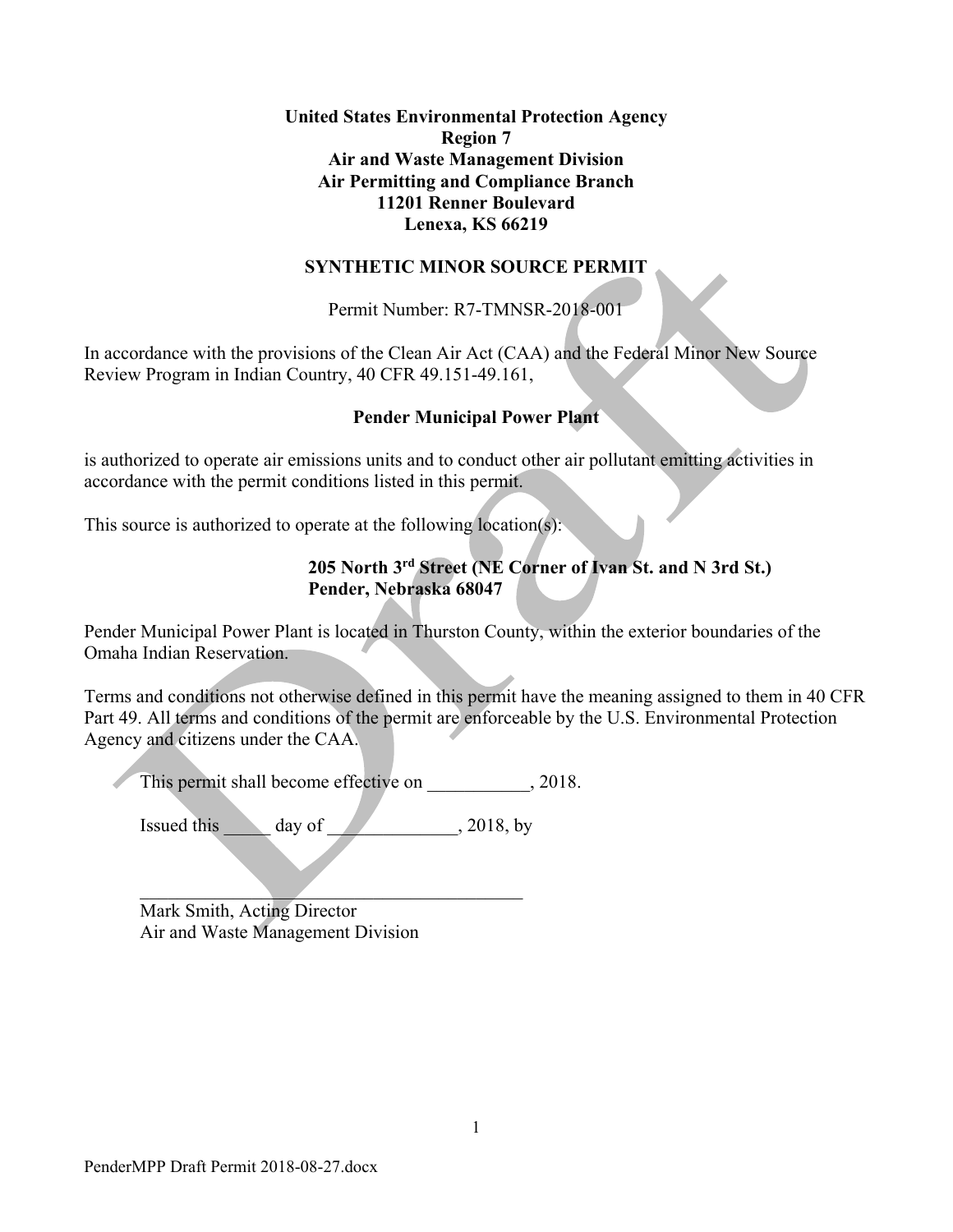**United States Environmental Protection Agency**
**Region 7**
**Air and Waste Management Division**
**Air Permitting and Compliance Branch**
**11201 Renner Boulevard**
**Lenexa, KS 66219**

# SYNTHETIC MINOR SOURCE PERMIT

Permit Number: R7-TMNSR-2018-001

In accordance with the provisions of the Clean Air Act (CAA) and the Federal Minor New Source Review Program in Indian Country, 40 CFR 49.151-49.161,

**Pender Municipal Power Plant**

is authorized to operate air emissions units and to conduct other air pollutant emitting activities in accordance with the permit conditions listed in this permit.

This source is authorized to operate at the following location(s):

**205 North 3rd Street (NE Corner of Ivan St. and N 3rd St.)**
**Pender, Nebraska 68047**

Pender Municipal Power Plant is located in Thurston County, within the exterior boundaries of the Omaha Indian Reservation.

Terms and conditions not otherwise defined in this permit have the meaning assigned to them in 40 CFR Part 49. All terms and conditions of the permit are enforceable by the U.S. Environmental Protection Agency and citizens under the CAA.

This permit shall become effective on ___________, 2018.

Issued this _____ day of ______________, 2018, by

____________________________________________
Mark Smith, Acting Director
Air and Waste Management Division

PenderMPP Draft Permit 2018-08-27.docx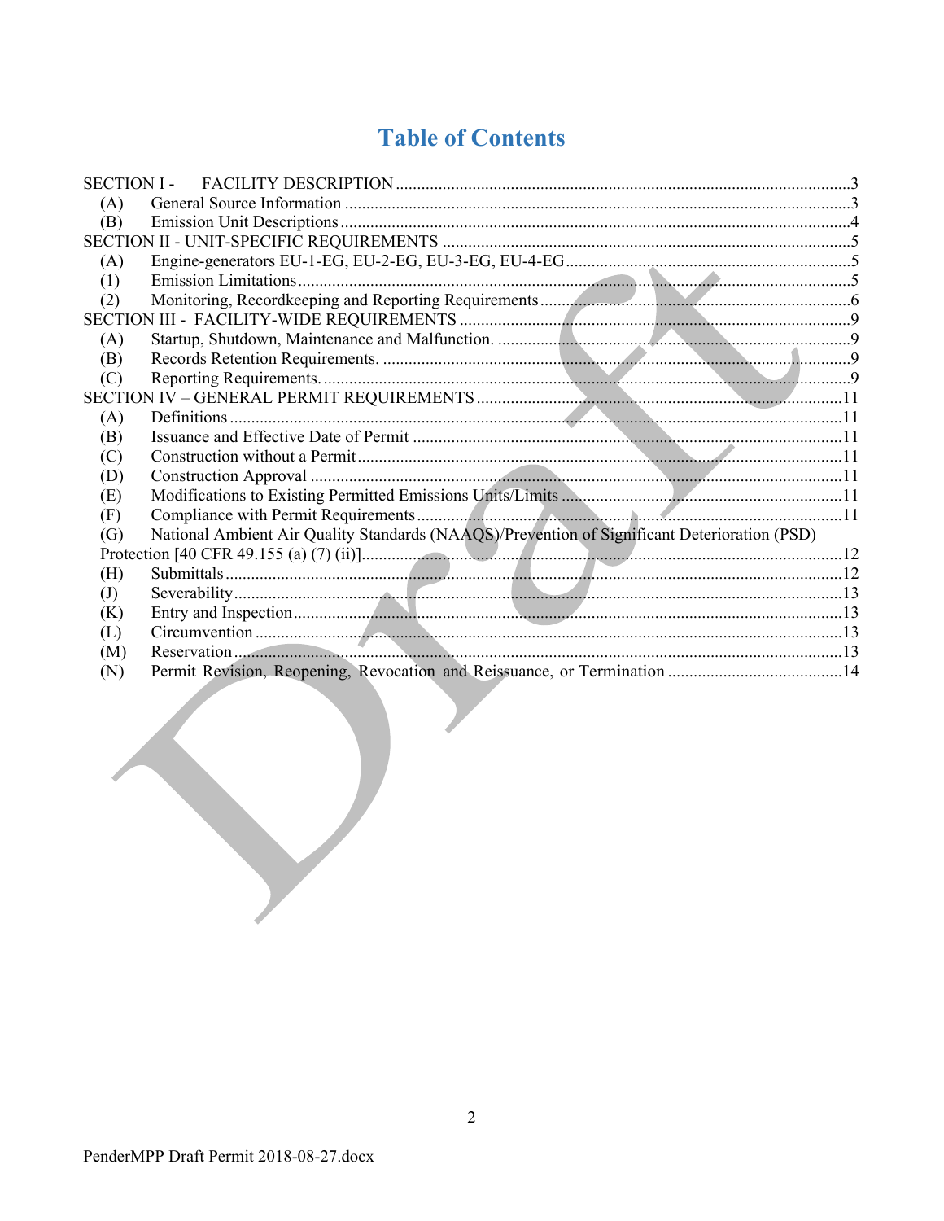# Table of Contents

SECTION I - FACILITY DESCRIPTION ....................................................................................................3
- (A) General Source Information ....................................................................................................3
- (B) Emission Unit Descriptions ....................................................................................................4

SECTION II - UNIT-SPECIFIC REQUIREMENTS ....................................................................................5
- (A) Engine-generators EU-1-EG, EU-2-EG, EU-3-EG, EU-4-EG ..................................................................5
- (1) Emission Limitations ....................................................................................................5
- (2) Monitoring, Recordkeeping and Reporting Requirements ....................................................................6

SECTION III - FACILITY-WIDE REQUIREMENTS ....................................................................................9
- (A) Startup, Shutdown, Maintenance and Malfunction. ....................................................................9
- (B) Records Retention Requirements. ....................................................................................9
- (C) Reporting Requirements. ....................................................................................9

SECTION IV – GENERAL PERMIT REQUIREMENTS ....................................................................................11
- (A) Definitions ....................................................................................................11
- (B) Issuance and Effective Date of Permit ....................................................................................11
- (C) Construction without a Permit ....................................................................................11
- (D) Construction Approval ....................................................................................11
- (E) Modifications to Existing Permitted Emissions Units/Limits ....................................................................11
- (F) Compliance with Permit Requirements ....................................................................................11
- (G) National Ambient Air Quality Standards (NAAQS)/Prevention of Significant Deterioration (PSD) Protection [40 CFR 49.155 (a) (7) (ii)] ....................................................................................12
- (H) Submittals ....................................................................................................12
- (J) Severability ....................................................................................................13
- (K) Entry and Inspection ....................................................................................................13
- (L) Circumvention ....................................................................................................13
- (M) Reservation ....................................................................................................13
- (N) Permit Revision, Reopening, Revocation and Reissuance, or Termination ....................................................................................14

PenderMPP Draft Permit 2018-08-27.docx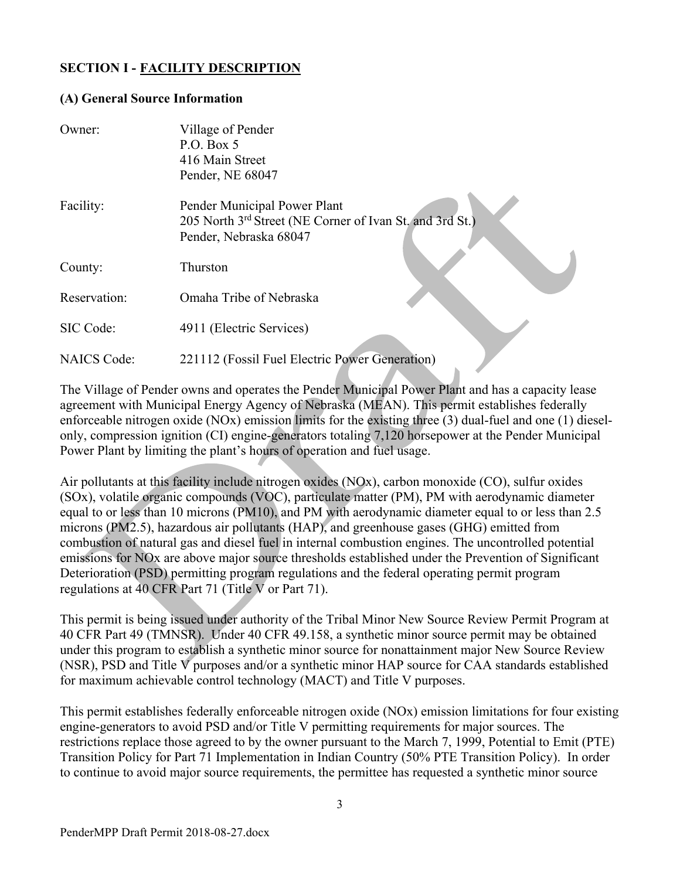## SECTION I - FACILITY DESCRIPTION

### (A) General Source Information

| | |
|---|---|
| Owner: | Village of Pender<br>P.O. Box 5<br>416 Main Street<br>Pender, NE 68047 |
| Facility: | Pender Municipal Power Plant<br>205 North 3rd Street (NE Corner of Ivan St. and 3rd St.)<br>Pender, Nebraska 68047 |
| County: | Thurston |
| Reservation: | Omaha Tribe of Nebraska |
| SIC Code: | 4911 (Electric Services) |
| NAICS Code: | 221112 (Fossil Fuel Electric Power Generation) |

The Village of Pender owns and operates the Pender Municipal Power Plant and has a capacity lease agreement with Municipal Energy Agency of Nebraska (MEAN). This permit establishes federally enforceable nitrogen oxide (NOx) emission limits for the existing three (3) dual-fuel and one (1) diesel-only, compression ignition (CI) engine-generators totaling 7,120 horsepower at the Pender Municipal Power Plant by limiting the plant's hours of operation and fuel usage.

Air pollutants at this facility include nitrogen oxides (NOx), carbon monoxide (CO), sulfur oxides (SOx), volatile organic compounds (VOC), particulate matter (PM), PM with aerodynamic diameter equal to or less than 10 microns (PM10), and PM with aerodynamic diameter equal to or less than 2.5 microns (PM2.5), hazardous air pollutants (HAP), and greenhouse gases (GHG) emitted from combustion of natural gas and diesel fuel in internal combustion engines. The uncontrolled potential emissions for NOx are above major source thresholds established under the Prevention of Significant Deterioration (PSD) permitting program regulations and the federal operating permit program regulations at 40 CFR Part 71 (Title V or Part 71).

This permit is being issued under authority of the Tribal Minor New Source Review Permit Program at 40 CFR Part 49 (TMNSR). Under 40 CFR 49.158, a synthetic minor source permit may be obtained under this program to establish a synthetic minor source for nonattainment major New Source Review (NSR), PSD and Title V purposes and/or a synthetic minor HAP source for CAA standards established for maximum achievable control technology (MACT) and Title V purposes.

This permit establishes federally enforceable nitrogen oxide (NOx) emission limitations for four existing engine-generators to avoid PSD and/or Title V permitting requirements for major sources. The restrictions replace those agreed to by the owner pursuant to the March 7, 1999, Potential to Emit (PTE) Transition Policy for Part 71 Implementation in Indian Country (50% PTE Transition Policy). In order to continue to avoid major source requirements, the permittee has requested a synthetic minor source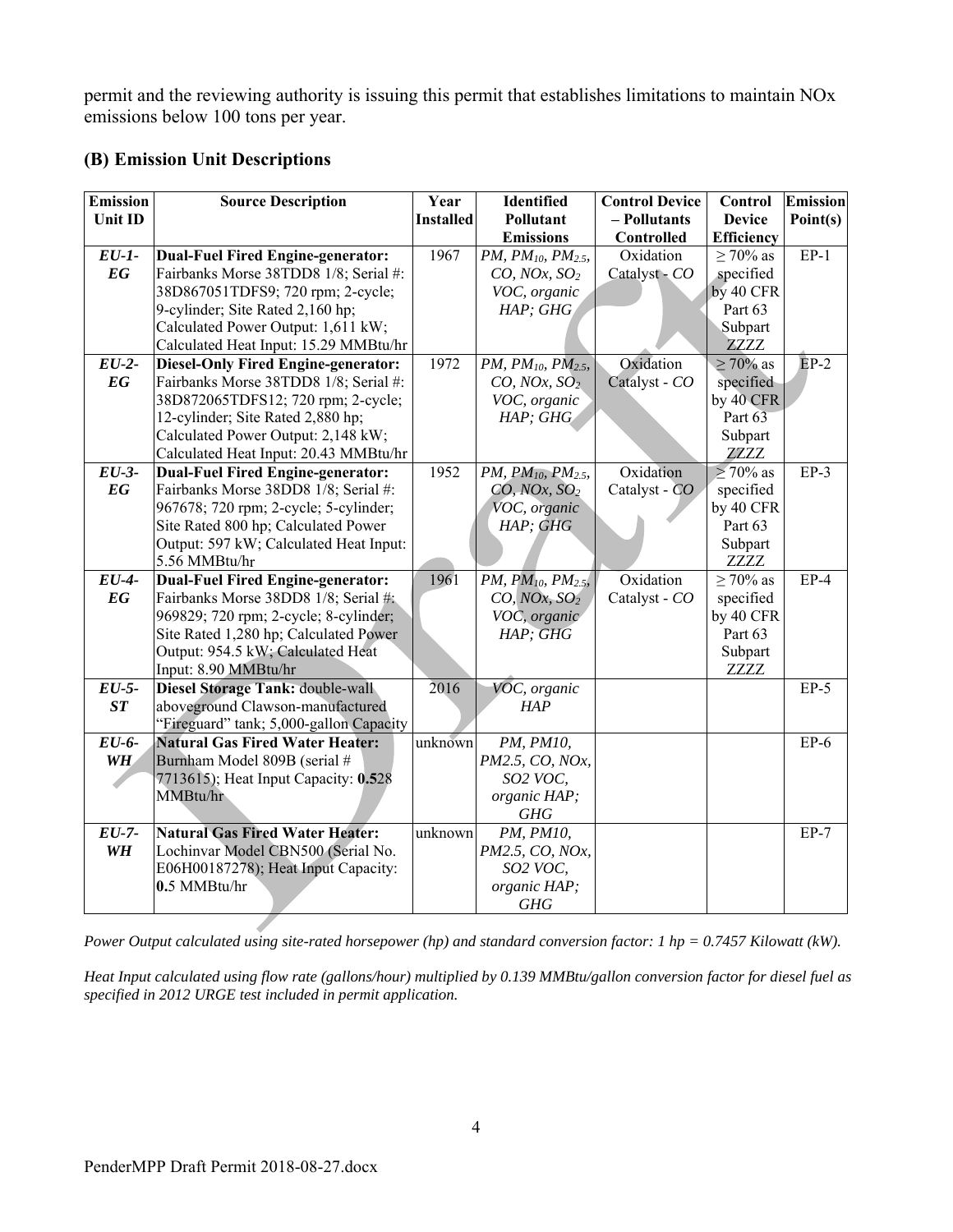permit and the reviewing authority is issuing this permit that establishes limitations to maintain NOx emissions below 100 tons per year.

## (B) Emission Unit Descriptions

| Emission Unit ID | Source Description | Year Installed | Identified Pollutant Emissions | Control Device – Pollutants Controlled | Control Device Efficiency | Emission Point(s) |
|---|---|---|---|---|---|---|
| *EU-1-EG* | **Dual-Fuel Fired Engine-generator:** Fairbanks Morse 38TDD8 1/8; Serial #: 38D867051TDFS9; 720 rpm; 2-cycle; 9-cylinder; Site Rated 2,160 hp; Calculated Power Output: 1,611 kW; Calculated Heat Input: 15.29 MMBtu/hr | 1967 | *PM, $PM_{10}$, $PM_{2.5}$, CO, NOx, $SO_2$ VOC, organic HAP; GHG* | Oxidation Catalyst - *CO* | ≥ 70% as specified by 40 CFR Part 63 Subpart ZZZZ | EP-1 |
| *EU-2-EG* | **Diesel-Only Fired Engine-generator:** Fairbanks Morse 38TDD8 1/8; Serial #: 38D872065TDFS12; 720 rpm; 2-cycle; 12-cylinder; Site Rated 2,880 hp; Calculated Power Output: 2,148 kW; Calculated Heat Input: 20.43 MMBtu/hr | 1972 | *PM, $PM_{10}$, $PM_{2.5}$, CO, NOx, $SO_2$ VOC, organic HAP; GHG* | Oxidation Catalyst - *CO* | ≥ 70% as specified by 40 CFR Part 63 Subpart ZZZZ | EP-2 |
| *EU-3-EG* | **Dual-Fuel Fired Engine-generator:** Fairbanks Morse 38DD8 1/8; Serial #: 967678; 720 rpm; 2-cycle; 5-cylinder; Site Rated 800 hp; Calculated Power Output: 597 kW; Calculated Heat Input: 5.56 MMBtu/hr | 1952 | *PM, $PM_{10}$, $PM_{2.5}$, CO, NOx, $SO_2$ VOC, organic HAP; GHG* | Oxidation Catalyst - *CO* | ≥ 70% as specified by 40 CFR Part 63 Subpart ZZZZ | EP-3 |
| *EU-4-EG* | **Dual-Fuel Fired Engine-generator:** Fairbanks Morse 38DD8 1/8; Serial #: 969829; 720 rpm; 2-cycle; 8-cylinder; Site Rated 1,280 hp; Calculated Power Output: 954.5 kW; Calculated Heat Input: 8.90 MMBtu/hr | 1961 | *PM, $PM_{10}$, $PM_{2.5}$, CO, NOx, $SO_2$ VOC, organic HAP; GHG* | Oxidation Catalyst - *CO* | ≥ 70% as specified by 40 CFR Part 63 Subpart ZZZZ | EP-4 |
| *EU-5-ST* | **Diesel Storage Tank:** double-wall aboveground Clawson-manufactured "Fireguard" tank; 5,000-gallon Capacity | 2016 | *VOC, organic HAP* | | | EP-5 |
| *EU-6-WH* | **Natural Gas Fired Water Heater:** Burnham Model 809B (serial # 7713615); Heat Input Capacity: **0.5**28 MMBtu/hr | unknown | *PM, PM10, PM2.5, CO, NOx, SO2 VOC, organic HAP; GHG* | | | EP-6 |
| *EU-7-WH* | **Natural Gas Fired Water Heater:** Lochinvar Model CBN500 (Serial No. E06H00187278); Heat Input Capacity: **0.**5 MMBtu/hr | unknown | *PM, PM10, PM2.5, CO, NOx, SO2 VOC, organic HAP; GHG* | | | EP-7 |

*Power Output calculated using site-rated horsepower (hp) and standard conversion factor: 1 hp = 0.7457 Kilowatt (kW).*

*Heat Input calculated using flow rate (gallons/hour) multiplied by 0.139 MMBtu/gallon conversion factor for diesel fuel as specified in 2012 URGE test included in permit application.*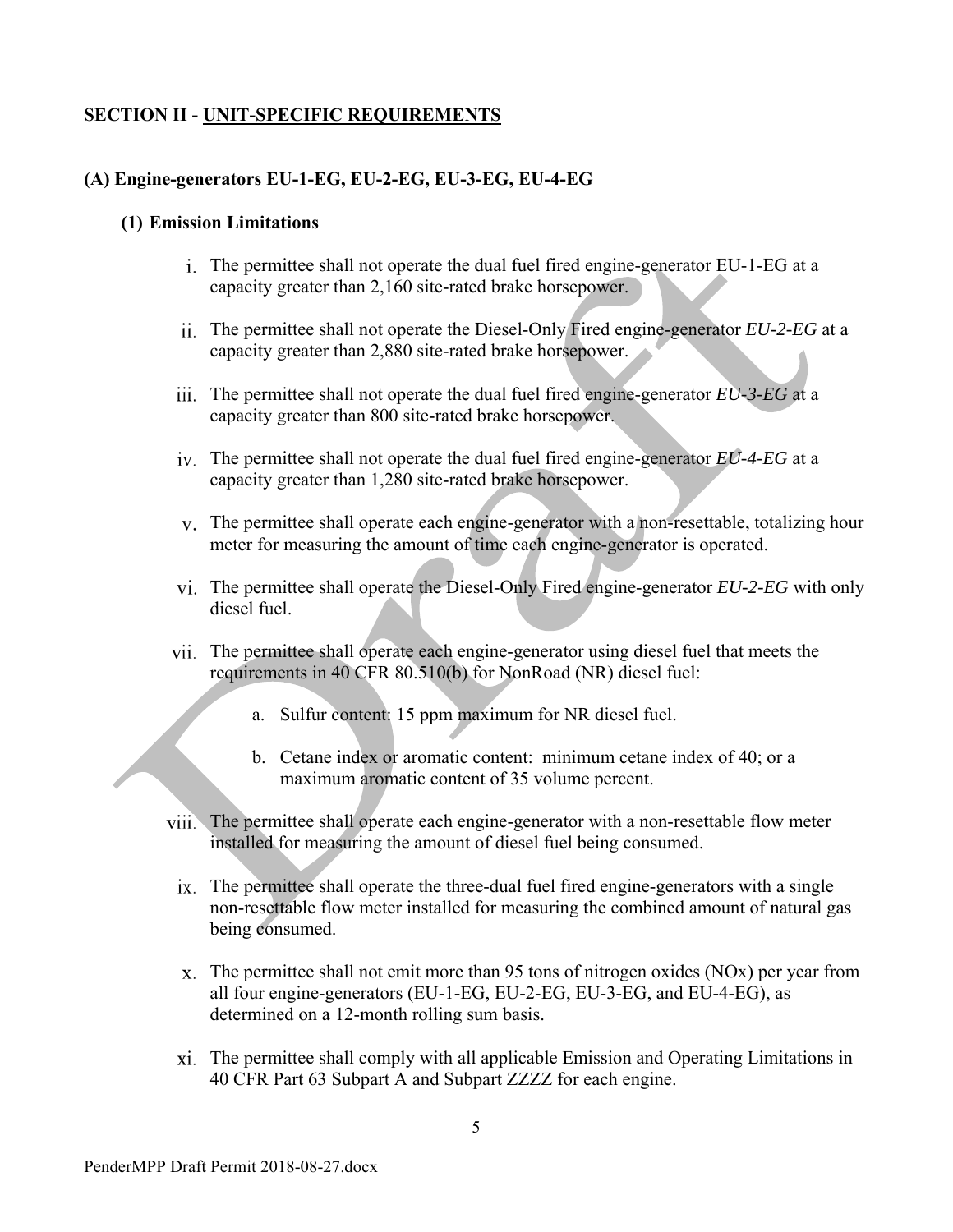## SECTION II - UNIT-SPECIFIC REQUIREMENTS

### (A) Engine-generators EU-1-EG, EU-2-EG, EU-3-EG, EU-4-EG

#### (1) Emission Limitations

i. The permittee shall not operate the dual fuel fired engine-generator EU-1-EG at a capacity greater than 2,160 site-rated brake horsepower.

ii. The permittee shall not operate the Diesel-Only Fired engine-generator *EU-2-EG* at a capacity greater than 2,880 site-rated brake horsepower.

iii. The permittee shall not operate the dual fuel fired engine-generator *EU-3-EG* at a capacity greater than 800 site-rated brake horsepower.

iv. The permittee shall not operate the dual fuel fired engine-generator *EU-4-EG* at a capacity greater than 1,280 site-rated brake horsepower.

v. The permittee shall operate each engine-generator with a non-resettable, totalizing hour meter for measuring the amount of time each engine-generator is operated.

vi. The permittee shall operate the Diesel-Only Fired engine-generator *EU-2-EG* with only diesel fuel.

vii. The permittee shall operate each engine-generator using diesel fuel that meets the requirements in 40 CFR 80.510(b) for NonRoad (NR) diesel fuel:

   a. Sulfur content: 15 ppm maximum for NR diesel fuel.

   b. Cetane index or aromatic content: minimum cetane index of 40; or a maximum aromatic content of 35 volume percent.

viii. The permittee shall operate each engine-generator with a non-resettable flow meter installed for measuring the amount of diesel fuel being consumed.

ix. The permittee shall operate the three-dual fuel fired engine-generators with a single non-resettable flow meter installed for measuring the combined amount of natural gas being consumed.

x. The permittee shall not emit more than 95 tons of nitrogen oxides ($NO_x$) per year from all four engine-generators (EU-1-EG, EU-2-EG, EU-3-EG, and EU-4-EG), as determined on a 12-month rolling sum basis.

xi. The permittee shall comply with all applicable Emission and Operating Limitations in 40 CFR Part 63 Subpart A and Subpart ZZZZ for each engine.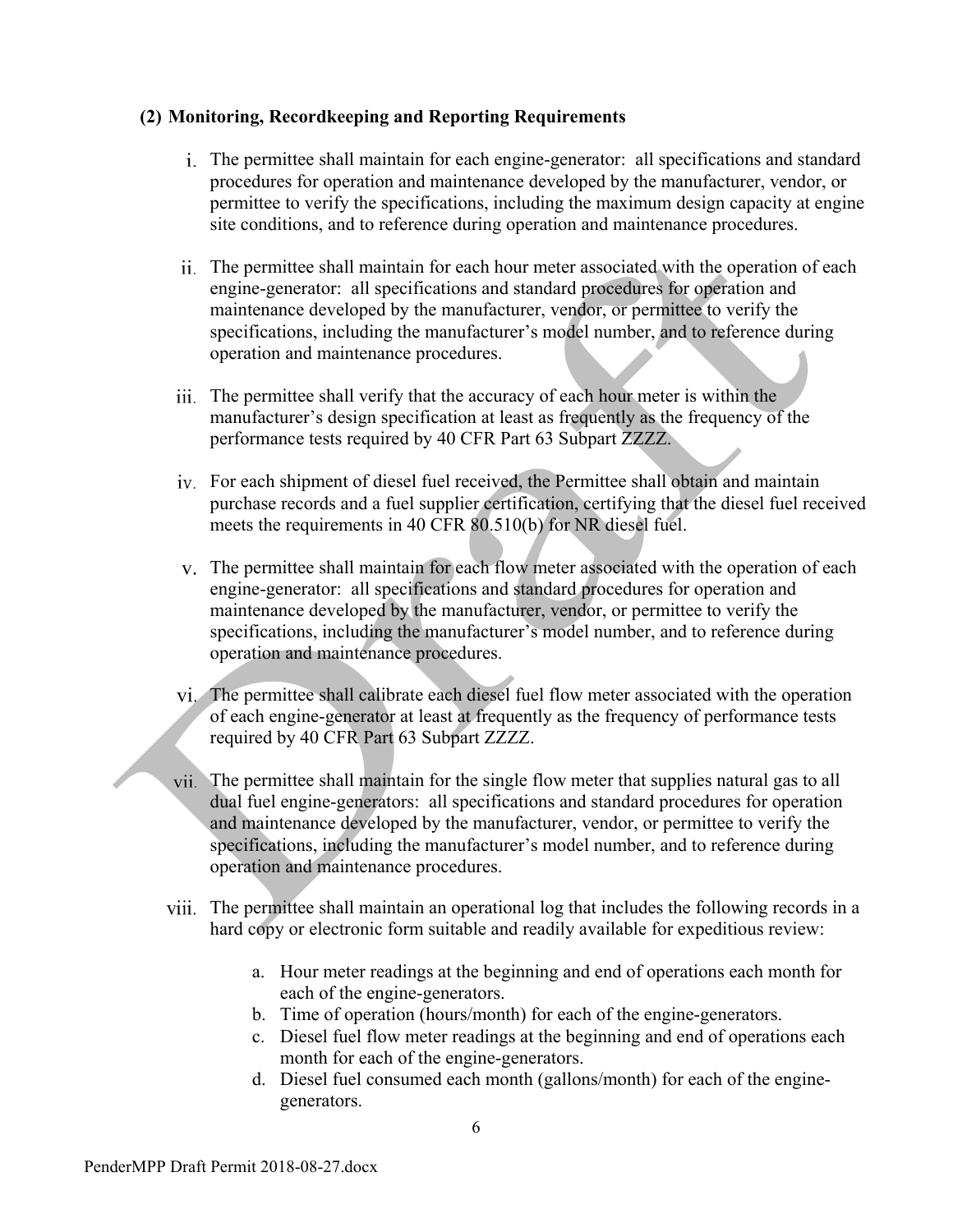**(2) Monitoring, Recordkeeping and Reporting Requirements**

i. The permittee shall maintain for each engine-generator: all specifications and standard procedures for operation and maintenance developed by the manufacturer, vendor, or permittee to verify the specifications, including the maximum design capacity at engine site conditions, and to reference during operation and maintenance procedures.

ii. The permittee shall maintain for each hour meter associated with the operation of each engine-generator: all specifications and standard procedures for operation and maintenance developed by the manufacturer, vendor, or permittee to verify the specifications, including the manufacturer's model number, and to reference during operation and maintenance procedures.

iii. The permittee shall verify that the accuracy of each hour meter is within the manufacturer's design specification at least as frequently as the frequency of the performance tests required by 40 CFR Part 63 Subpart ZZZZ.

iv. For each shipment of diesel fuel received, the Permittee shall obtain and maintain purchase records and a fuel supplier certification, certifying that the diesel fuel received meets the requirements in 40 CFR 80.510(b) for NR diesel fuel.

v. The permittee shall maintain for each flow meter associated with the operation of each engine-generator: all specifications and standard procedures for operation and maintenance developed by the manufacturer, vendor, or permittee to verify the specifications, including the manufacturer's model number, and to reference during operation and maintenance procedures.

vi. The permittee shall calibrate each diesel fuel flow meter associated with the operation of each engine-generator at least at frequently as the frequency of performance tests required by 40 CFR Part 63 Subpart ZZZZ.

vii. The permittee shall maintain for the single flow meter that supplies natural gas to all dual fuel engine-generators: all specifications and standard procedures for operation and maintenance developed by the manufacturer, vendor, or permittee to verify the specifications, including the manufacturer's model number, and to reference during operation and maintenance procedures.

viii. The permittee shall maintain an operational log that includes the following records in a hard copy or electronic form suitable and readily available for expeditious review:

   a. Hour meter readings at the beginning and end of operations each month for each of the engine-generators.
   b. Time of operation (hours/month) for each of the engine-generators.
   c. Diesel fuel flow meter readings at the beginning and end of operations each month for each of the engine-generators.
   d. Diesel fuel consumed each month (gallons/month) for each of the engine-generators.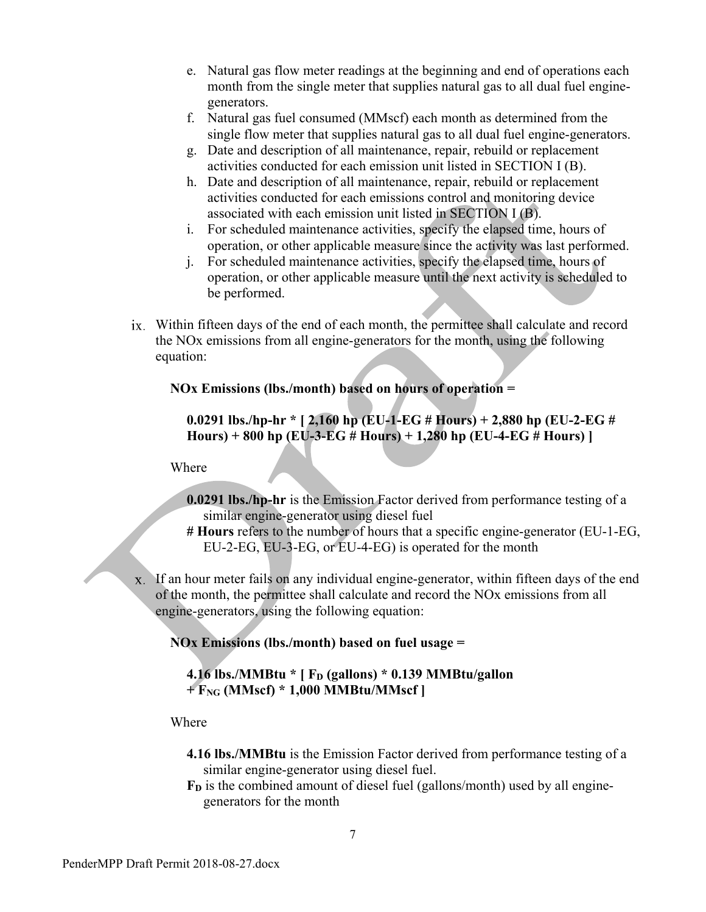e. Natural gas flow meter readings at the beginning and end of operations each month from the single meter that supplies natural gas to all dual fuel engine-generators.
f. Natural gas fuel consumed (MMscf) each month as determined from the single flow meter that supplies natural gas to all dual fuel engine-generators.
g. Date and description of all maintenance, repair, rebuild or replacement activities conducted for each emission unit listed in SECTION I (B).
h. Date and description of all maintenance, repair, rebuild or replacement activities conducted for each emissions control and monitoring device associated with each emission unit listed in SECTION I (B).
i. For scheduled maintenance activities, specify the elapsed time, hours of operation, or other applicable measure since the activity was last performed.
j. For scheduled maintenance activities, specify the elapsed time, hours of operation, or other applicable measure until the next activity is scheduled to be performed.

ix. Within fifteen days of the end of each month, the permittee shall calculate and record the NOx emissions from all engine-generators for the month, using the following equation:

**NOx Emissions (lbs./month) based on hours of operation =**

**0.0291 lbs./hp-hr * [ 2,160 hp (EU-1-EG # Hours) + 2,880 hp (EU-2-EG # Hours) + 800 hp (EU-3-EG # Hours) + 1,280 hp (EU-4-EG # Hours) ]**

Where

**0.0291 lbs./hp-hr** is the Emission Factor derived from performance testing of a similar engine-generator using diesel fuel
**# Hours** refers to the number of hours that a specific engine-generator (EU-1-EG, EU-2-EG, EU-3-EG, or EU-4-EG) is operated for the month

x. If an hour meter fails on any individual engine-generator, within fifteen days of the end of the month, the permittee shall calculate and record the NOx emissions from all engine-generators, using the following equation:

**NOx Emissions (lbs./month) based on fuel usage =**

**4.16 lbs./MMBtu * [ $F_D$ (gallons) * 0.139 MMBtu/gallon + $F_{NG}$ (MMscf) * 1,000 MMBtu/MMscf ]**

Where

**4.16 lbs./MMBtu** is the Emission Factor derived from performance testing of a similar engine-generator using diesel fuel.
**$F_D$** is the combined amount of diesel fuel (gallons/month) used by all engine-generators for the month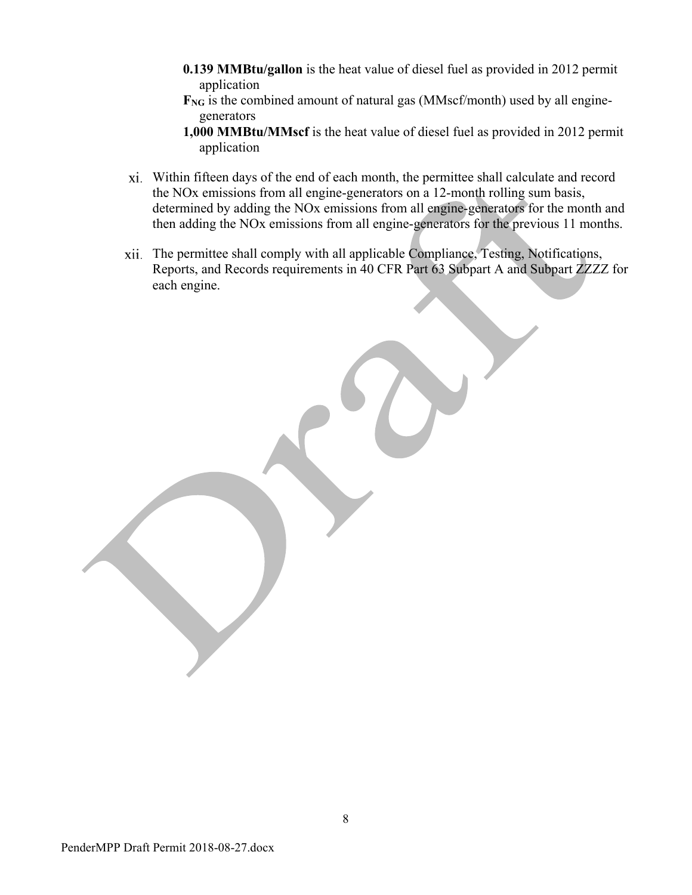**0.139 MMBtu/gallon** is the heat value of diesel fuel as provided in 2012 permit application

$\mathbf{F_{NG}}$ is the combined amount of natural gas (MMscf/month) used by all engine-generators

**1,000 MMBtu/MMscf** is the heat value of diesel fuel as provided in 2012 permit application

xi. Within fifteen days of the end of each month, the permittee shall calculate and record the NOx emissions from all engine-generators on a 12-month rolling sum basis, determined by adding the NOx emissions from all engine-generators for the month and then adding the NOx emissions from all engine-generators for the previous 11 months.

xii. The permittee shall comply with all applicable Compliance, Testing, Notifications, Reports, and Records requirements in 40 CFR Part 63 Subpart A and Subpart ZZZZ for each engine.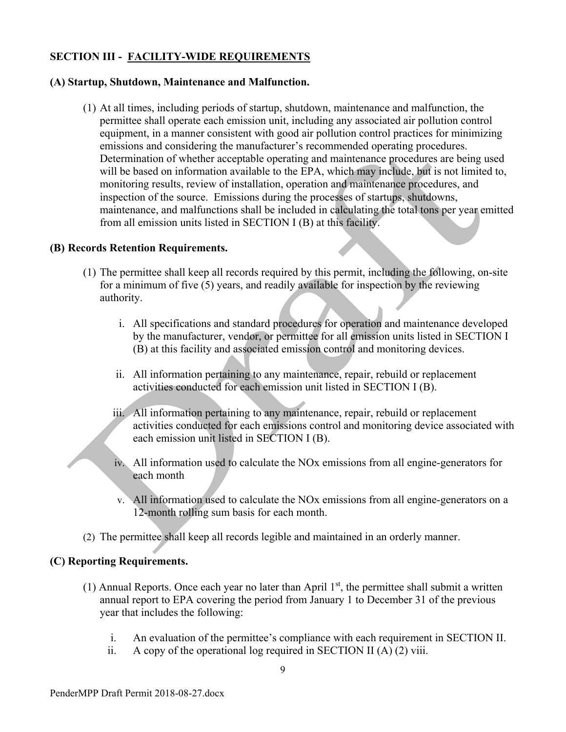## SECTION III - FACILITY-WIDE REQUIREMENTS

### (A) Startup, Shutdown, Maintenance and Malfunction.

(1) At all times, including periods of startup, shutdown, maintenance and malfunction, the permittee shall operate each emission unit, including any associated air pollution control equipment, in a manner consistent with good air pollution control practices for minimizing emissions and considering the manufacturer's recommended operating procedures. Determination of whether acceptable operating and maintenance procedures are being used will be based on information available to the EPA, which may include, but is not limited to, monitoring results, review of installation, operation and maintenance procedures, and inspection of the source. Emissions during the processes of startups, shutdowns, maintenance, and malfunctions shall be included in calculating the total tons per year emitted from all emission units listed in SECTION I (B) at this facility.

### (B) Records Retention Requirements.

(1) The permittee shall keep all records required by this permit, including the following, on-site for a minimum of five (5) years, and readily available for inspection by the reviewing authority.

   i. All specifications and standard procedures for operation and maintenance developed by the manufacturer, vendor, or permittee for all emission units listed in SECTION I (B) at this facility and associated emission control and monitoring devices.

   ii. All information pertaining to any maintenance, repair, rebuild or replacement activities conducted for each emission unit listed in SECTION I (B).

   iii. All information pertaining to any maintenance, repair, rebuild or replacement activities conducted for each emissions control and monitoring device associated with each emission unit listed in SECTION I (B).

   iv. All information used to calculate the NOx emissions from all engine-generators for each month

   v. All information used to calculate the NOx emissions from all engine-generators on a 12-month rolling sum basis for each month.

(2) The permittee shall keep all records legible and maintained in an orderly manner.

### (C) Reporting Requirements.

(1) Annual Reports. Once each year no later than April 1st, the permittee shall submit a written annual report to EPA covering the period from January 1 to December 31 of the previous year that includes the following:

   i. An evaluation of the permittee's compliance with each requirement in SECTION II.

   ii. A copy of the operational log required in SECTION II (A) (2) viii.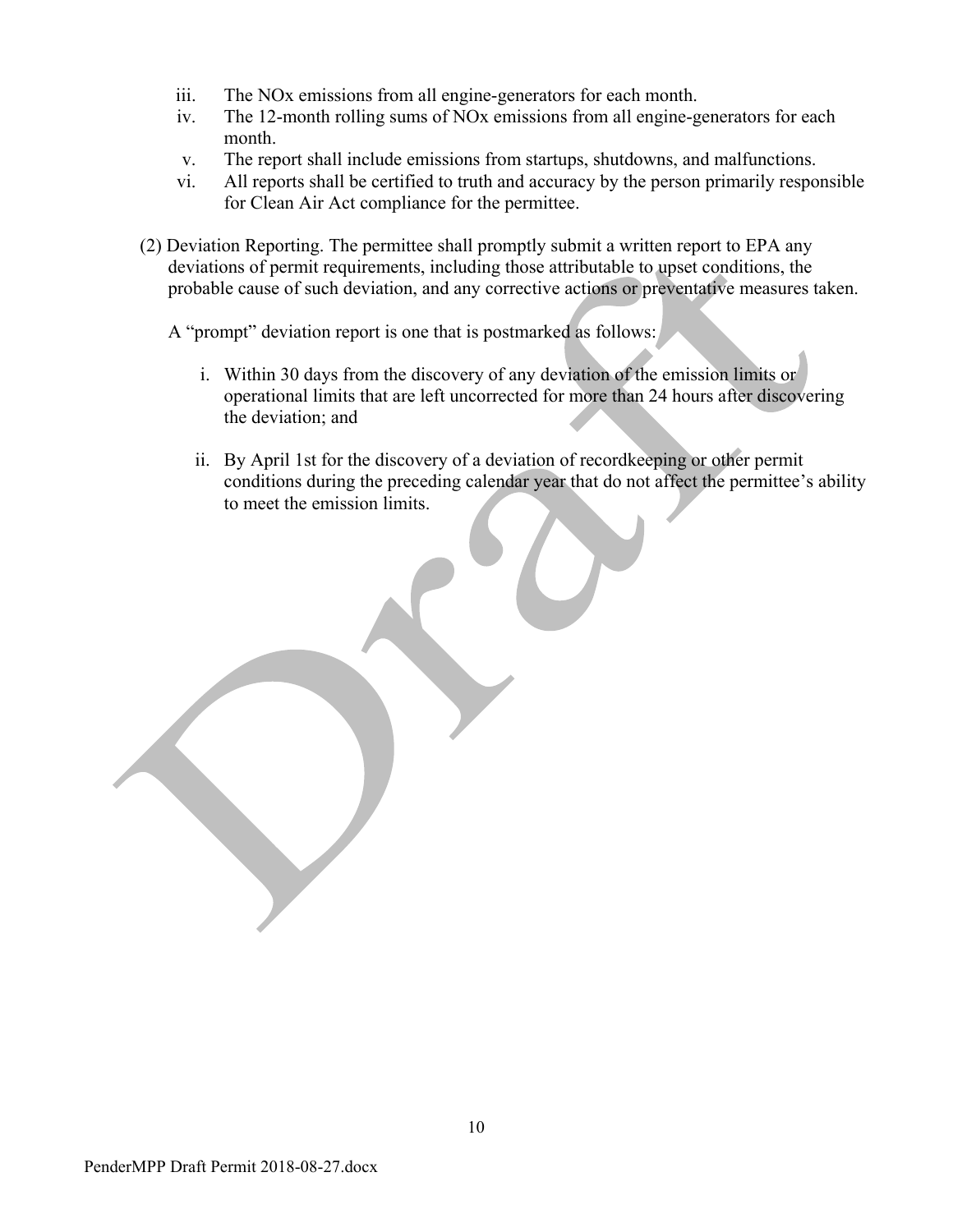iii. The NOx emissions from all engine-generators for each month.
iv. The 12-month rolling sums of NOx emissions from all engine-generators for each month.
v. The report shall include emissions from startups, shutdowns, and malfunctions.
vi. All reports shall be certified to truth and accuracy by the person primarily responsible for Clean Air Act compliance for the permittee.

(2) Deviation Reporting. The permittee shall promptly submit a written report to EPA any deviations of permit requirements, including those attributable to upset conditions, the probable cause of such deviation, and any corrective actions or preventative measures taken.

A "prompt" deviation report is one that is postmarked as follows:

i. Within 30 days from the discovery of any deviation of the emission limits or operational limits that are left uncorrected for more than 24 hours after discovering the deviation; and

ii. By April 1st for the discovery of a deviation of recordkeeping or other permit conditions during the preceding calendar year that do not affect the permittee's ability to meet the emission limits.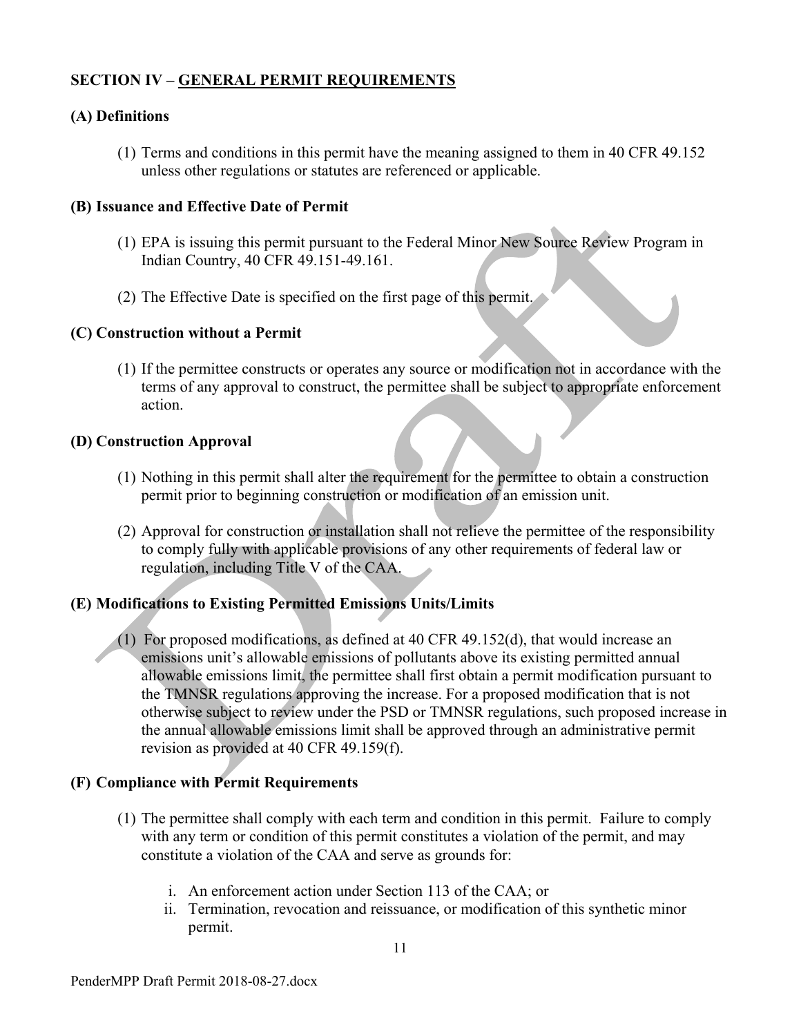## SECTION IV – GENERAL PERMIT REQUIREMENTS

### (A) Definitions

(1) Terms and conditions in this permit have the meaning assigned to them in 40 CFR 49.152 unless other regulations or statutes are referenced or applicable.

### (B) Issuance and Effective Date of Permit

(1) EPA is issuing this permit pursuant to the Federal Minor New Source Review Program in Indian Country, 40 CFR 49.151-49.161.

(2) The Effective Date is specified on the first page of this permit.

### (C) Construction without a Permit

(1) If the permittee constructs or operates any source or modification not in accordance with the terms of any approval to construct, the permittee shall be subject to appropriate enforcement action.

### (D) Construction Approval

(1) Nothing in this permit shall alter the requirement for the permittee to obtain a construction permit prior to beginning construction or modification of an emission unit.

(2) Approval for construction or installation shall not relieve the permittee of the responsibility to comply fully with applicable provisions of any other requirements of federal law or regulation, including Title V of the CAA.

### (E) Modifications to Existing Permitted Emissions Units/Limits

(1) For proposed modifications, as defined at 40 CFR 49.152(d), that would increase an emissions unit's allowable emissions of pollutants above its existing permitted annual allowable emissions limit, the permittee shall first obtain a permit modification pursuant to the TMNSR regulations approving the increase. For a proposed modification that is not otherwise subject to review under the PSD or TMNSR regulations, such proposed increase in the annual allowable emissions limit shall be approved through an administrative permit revision as provided at 40 CFR 49.159(f).

### (F) Compliance with Permit Requirements

(1) The permittee shall comply with each term and condition in this permit. Failure to comply with any term or condition of this permit constitutes a violation of the permit, and may constitute a violation of the CAA and serve as grounds for:

   i. An enforcement action under Section 113 of the CAA; or
   ii. Termination, revocation and reissuance, or modification of this synthetic minor permit.

PenderMPP Draft Permit 2018-08-27.docx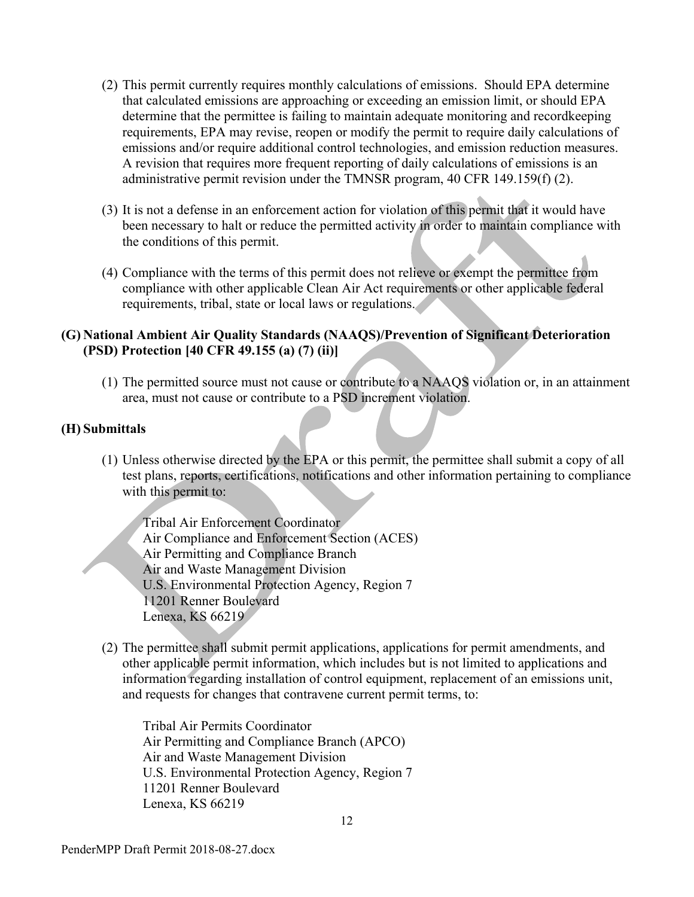(2) This permit currently requires monthly calculations of emissions. Should EPA determine that calculated emissions are approaching or exceeding an emission limit, or should EPA determine that the permittee is failing to maintain adequate monitoring and recordkeeping requirements, EPA may revise, reopen or modify the permit to require daily calculations of emissions and/or require additional control technologies, and emission reduction measures. A revision that requires more frequent reporting of daily calculations of emissions is an administrative permit revision under the TMNSR program, 40 CFR 149.159(f) (2).

(3) It is not a defense in an enforcement action for violation of this permit that it would have been necessary to halt or reduce the permitted activity in order to maintain compliance with the conditions of this permit.

(4) Compliance with the terms of this permit does not relieve or exempt the permittee from compliance with other applicable Clean Air Act requirements or other applicable federal requirements, tribal, state or local laws or regulations.

**(G) National Ambient Air Quality Standards (NAAQS)/Prevention of Significant Deterioration (PSD) Protection [40 CFR 49.155 (a) (7) (ii)]**

(1) The permitted source must not cause or contribute to a NAAQS violation or, in an attainment area, must not cause or contribute to a PSD increment violation.

**(H) Submittals**

(1) Unless otherwise directed by the EPA or this permit, the permittee shall submit a copy of all test plans, reports, certifications, notifications and other information pertaining to compliance with this permit to:

Tribal Air Enforcement Coordinator
Air Compliance and Enforcement Section (ACES)
Air Permitting and Compliance Branch
Air and Waste Management Division
U.S. Environmental Protection Agency, Region 7
11201 Renner Boulevard
Lenexa, KS 66219

(2) The permittee shall submit permit applications, applications for permit amendments, and other applicable permit information, which includes but is not limited to applications and information regarding installation of control equipment, replacement of an emissions unit, and requests for changes that contravene current permit terms, to:

Tribal Air Permits Coordinator
Air Permitting and Compliance Branch (APCO)
Air and Waste Management Division
U.S. Environmental Protection Agency, Region 7
11201 Renner Boulevard
Lenexa, KS 66219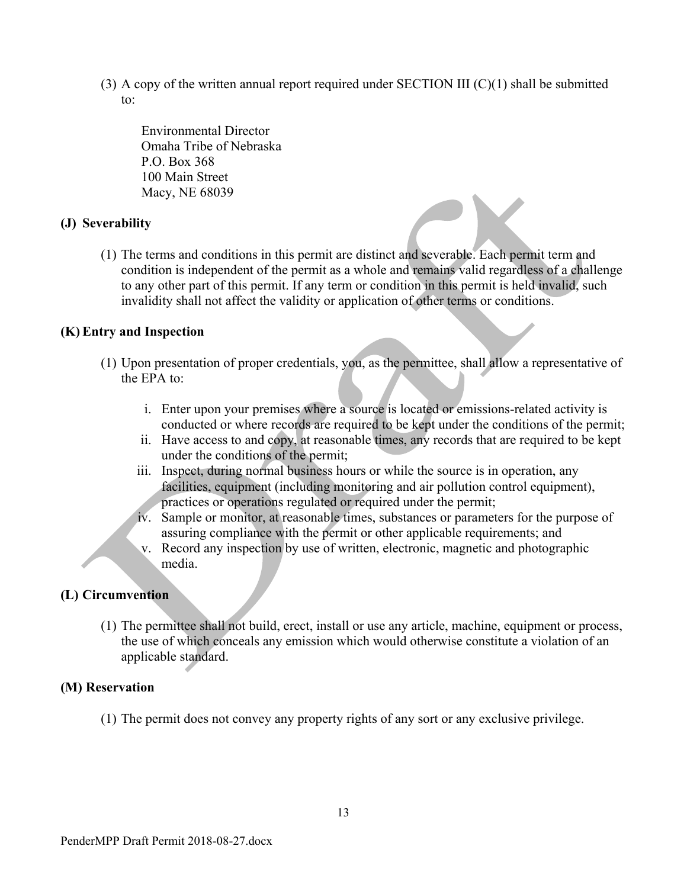(3) A copy of the written annual report required under SECTION III (C)(1) shall be submitted to:

Environmental Director
Omaha Tribe of Nebraska
P.O. Box 368
100 Main Street
Macy, NE 68039

**(J) Severability**

(1) The terms and conditions in this permit are distinct and severable. Each permit term and condition is independent of the permit as a whole and remains valid regardless of a challenge to any other part of this permit. If any term or condition in this permit is held invalid, such invalidity shall not affect the validity or application of other terms or conditions.

**(K) Entry and Inspection**

(1) Upon presentation of proper credentials, you, as the permittee, shall allow a representative of the EPA to:

   i. Enter upon your premises where a source is located or emissions-related activity is conducted or where records are required to be kept under the conditions of the permit;
   ii. Have access to and copy, at reasonable times, any records that are required to be kept under the conditions of the permit;
   iii. Inspect, during normal business hours or while the source is in operation, any facilities, equipment (including monitoring and air pollution control equipment), practices or operations regulated or required under the permit;
   iv. Sample or monitor, at reasonable times, substances or parameters for the purpose of assuring compliance with the permit or other applicable requirements; and
   v. Record any inspection by use of written, electronic, magnetic and photographic media.

**(L) Circumvention**

(1) The permittee shall not build, erect, install or use any article, machine, equipment or process, the use of which conceals any emission which would otherwise constitute a violation of an applicable standard.

**(M) Reservation**

(1) The permit does not convey any property rights of any sort or any exclusive privilege.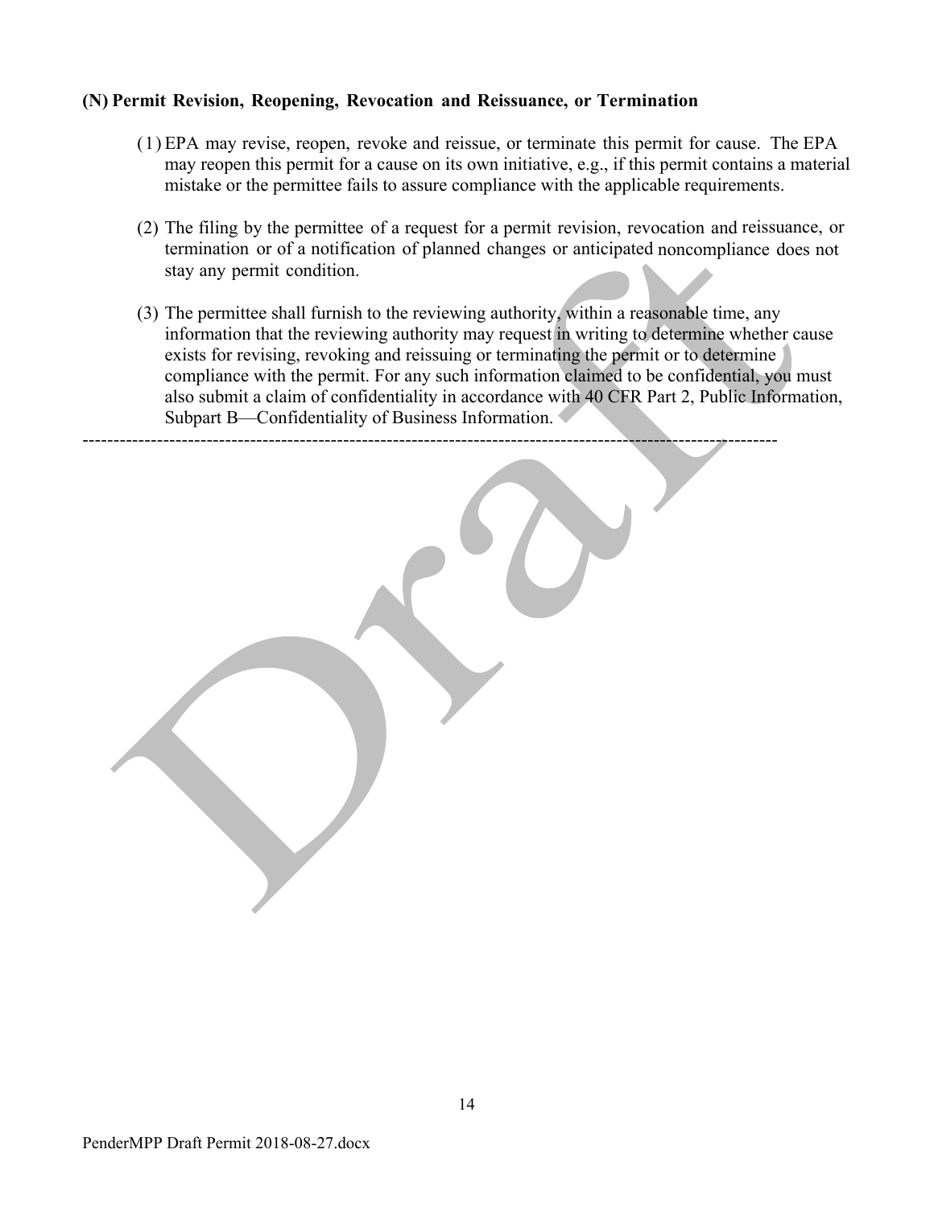**(N) Permit Revision, Reopening, Revocation and Reissuance, or Termination**

(1) EPA may revise, reopen, revoke and reissue, or terminate this permit for cause. The EPA may reopen this permit for a cause on its own initiative, e.g., if this permit contains a material mistake or the permittee fails to assure compliance with the applicable requirements.

(2) The filing by the permittee of a request for a permit revision, revocation and reissuance, or termination or of a notification of planned changes or anticipated noncompliance does not stay any permit condition.

(3) The permittee shall furnish to the reviewing authority, within a reasonable time, any information that the reviewing authority may request in writing to determine whether cause exists for revising, revoking and reissuing or terminating the permit or to determine compliance with the permit. For any such information claimed to be confidential, you must also submit a claim of confidentiality in accordance with 40 CFR Part 2, Public Information, Subpart B—Confidentiality of Business Information.

---